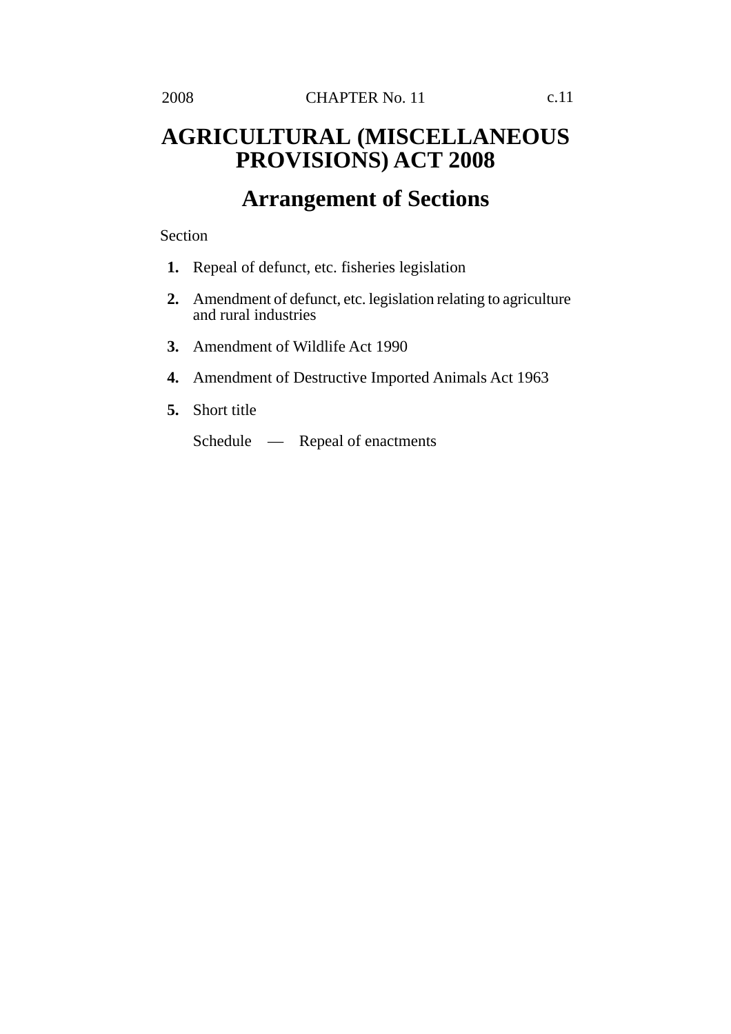# AGRICULTURAL (MISCELLANEOUS PROVISIONS) ACT 2008

## Arrangement of Sections

Section

**1.** Repeal of defunct, etc. fisheries legislation

**2.** Amendment of defunct, etc. legislation relating to agriculture and rural industries

**3.** Amendment of Wildlife Act 1990

**4.** Amendment of Destructive Imported Animals Act 1963

**5.** Short title

Schedule — Repeal of enactments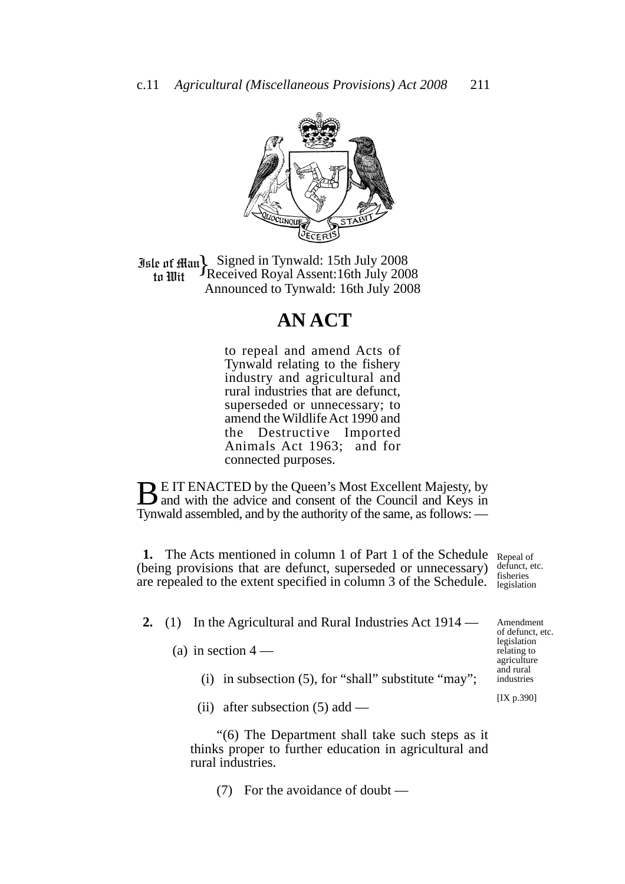Isle of Man to Wit } Signed in Tynwald: 15th July 2008
Received Royal Assent: 16th July 2008
Announced to Tynwald: 16th July 2008

# AN ACT

to repeal and amend Acts of Tynwald relating to the fishery industry and agricultural and rural industries that are defunct, superseded or unnecessary; to amend the Wildlife Act 1990 and the Destructive Imported Animals Act 1963; and for connected purposes.

BE IT ENACTED by the Queen's Most Excellent Majesty, by and with the advice and consent of the Council and Keys in Tynwald assembled, and by the authority of the same, as follows: —

*Repeal of defunct, etc. fisheries legislation*

**1.** The Acts mentioned in column 1 of Part 1 of the Schedule (being provisions that are defunct, superseded or unnecessary) are repealed to the extent specified in column 3 of the Schedule.

*Amendment of defunct, etc. legislation relating to agriculture and rural industries*

*[IX p.390]*

**2.** (1) In the Agricultural and Rural Industries Act 1914 —

(a) in section 4 —

(i) in subsection (5), for "shall" substitute "may";

(ii) after subsection (5) add —

"(6) The Department shall take such steps as it thinks proper to further education in agricultural and rural industries.

(7) For the avoidance of doubt —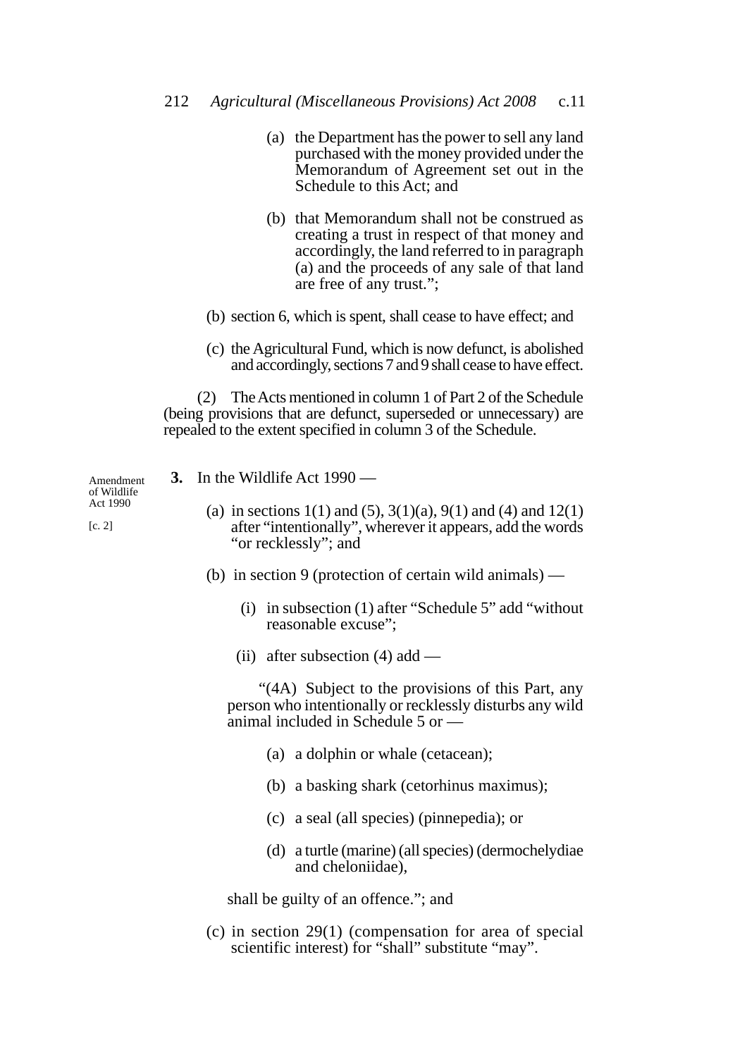(a) the Department has the power to sell any land purchased with the money provided under the Memorandum of Agreement set out in the Schedule to this Act; and

(b) that Memorandum shall not be construed as creating a trust in respect of that money and accordingly, the land referred to in paragraph (a) and the proceeds of any sale of that land are free of any trust.";

(b) section 6, which is spent, shall cease to have effect; and

(c) the Agricultural Fund, which is now defunct, is abolished and accordingly, sections 7 and 9 shall cease to have effect.

(2) The Acts mentioned in column 1 of Part 2 of the Schedule (being provisions that are defunct, superseded or unnecessary) are repealed to the extent specified in column 3 of the Schedule.

Amendment of Wildlife Act 1990

[c. 2]

**3.** In the Wildlife Act 1990 —

(a) in sections 1(1) and (5), 3(1)(a), 9(1) and (4) and 12(1) after "intentionally", wherever it appears, add the words "or recklessly"; and

(b) in section 9 (protection of certain wild animals) —

(i) in subsection (1) after "Schedule 5" add "without reasonable excuse";

(ii) after subsection (4) add —

"(4A) Subject to the provisions of this Part, any person who intentionally or recklessly disturbs any wild animal included in Schedule 5 or —

(a) a dolphin or whale (cetacean);

(b) a basking shark (cetorhinus maximus);

(c) a seal (all species) (pinnepedia); or

(d) a turtle (marine) (all species) (dermochelydiae and cheloniidae),

shall be guilty of an offence."; and

(c) in section 29(1) (compensation for area of special scientific interest) for "shall" substitute "may".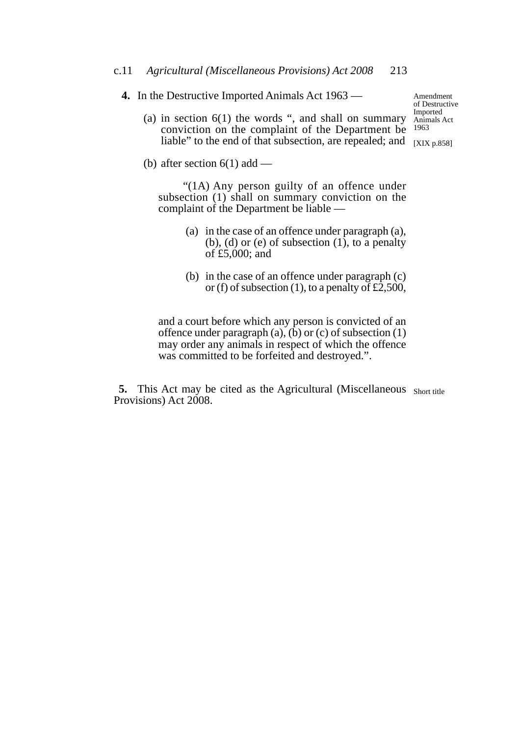**4.** In the Destructive Imported Animals Act 1963 —

Amendment of Destructive Imported Animals Act 1963

[XIX p.858]

(a) in section 6(1) the words ", and shall on summary conviction on the complaint of the Department be liable" to the end of that subsection, are repealed; and

(b) after section 6(1) add —

> "(1A) Any person guilty of an offence under subsection (1) shall on summary conviction on the complaint of the Department be liable —
>
> (a) in the case of an offence under paragraph (a), (b), (d) or (e) of subsection (1), to a penalty of £5,000; and
>
> (b) in the case of an offence under paragraph (c) or (f) of subsection (1), to a penalty of £2,500,
>
> and a court before which any person is convicted of an offence under paragraph (a), (b) or (c) of subsection (1) may order any animals in respect of which the offence was committed to be forfeited and destroyed.".

**5.** This Act may be cited as the Agricultural (Miscellaneous Provisions) Act 2008.

Short title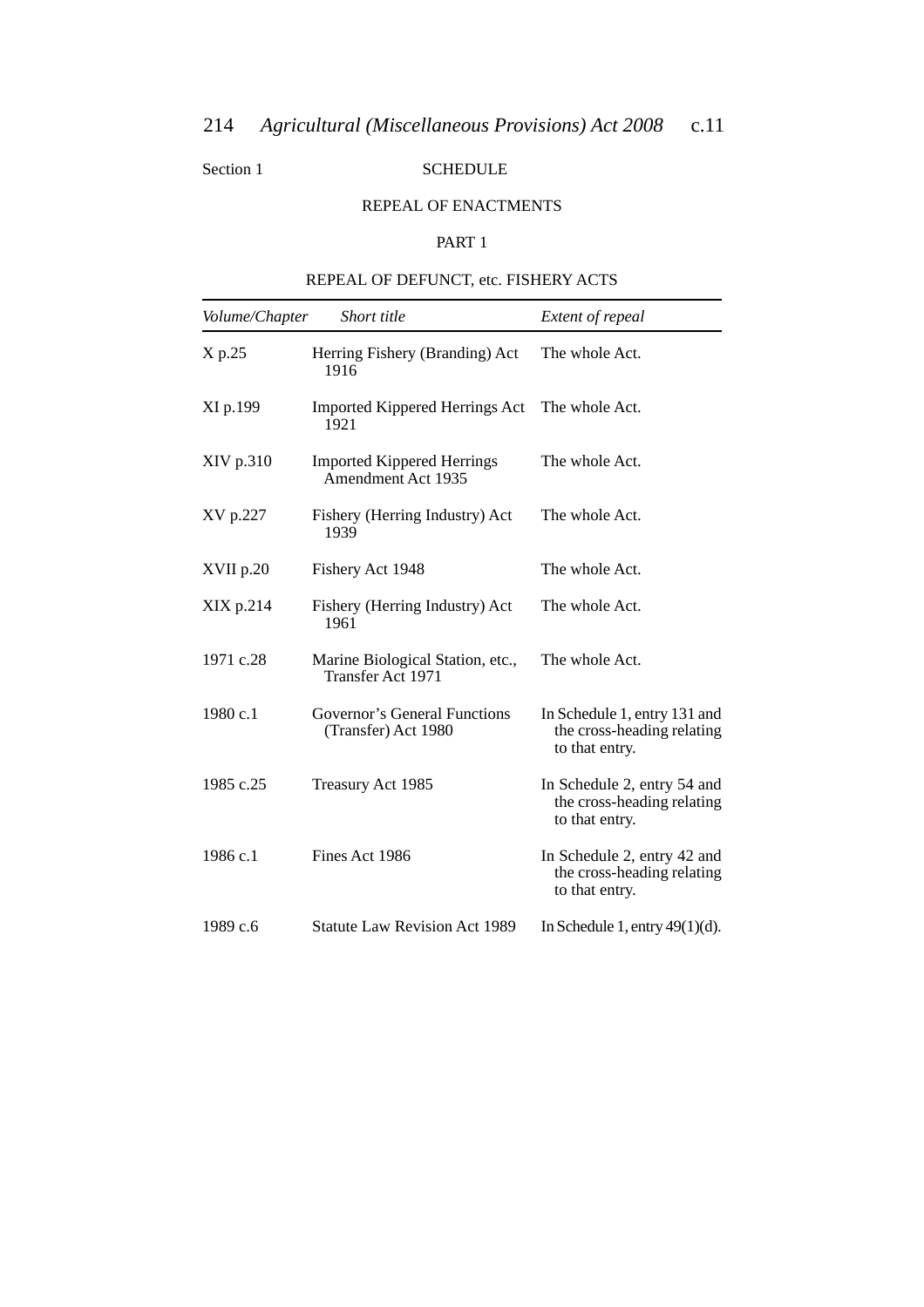Section 1

## SCHEDULE

## REPEAL OF ENACTMENTS

### PART 1

### REPEAL OF DEFUNCT, etc. FISHERY ACTS

| *Volume/Chapter* | *Short title* | *Extent of repeal* |
|---|---|---|
| X p.25 | Herring Fishery (Branding) Act 1916 | The whole Act. |
| XI p.199 | Imported Kippered Herrings Act 1921 | The whole Act. |
| XIV p.310 | Imported Kippered Herrings Amendment Act 1935 | The whole Act. |
| XV p.227 | Fishery (Herring Industry) Act 1939 | The whole Act. |
| XVII p.20 | Fishery Act 1948 | The whole Act. |
| XIX p.214 | Fishery (Herring Industry) Act 1961 | The whole Act. |
| 1971 c.28 | Marine Biological Station, etc., Transfer Act 1971 | The whole Act. |
| 1980 c.1 | Governor's General Functions (Transfer) Act 1980 | In Schedule 1, entry 131 and the cross-heading relating to that entry. |
| 1985 c.25 | Treasury Act 1985 | In Schedule 2, entry 54 and the cross-heading relating to that entry. |
| 1986 c.1 | Fines Act 1986 | In Schedule 2, entry 42 and the cross-heading relating to that entry. |
| 1989 c.6 | Statute Law Revision Act 1989 | In Schedule 1, entry 49(1)(d). |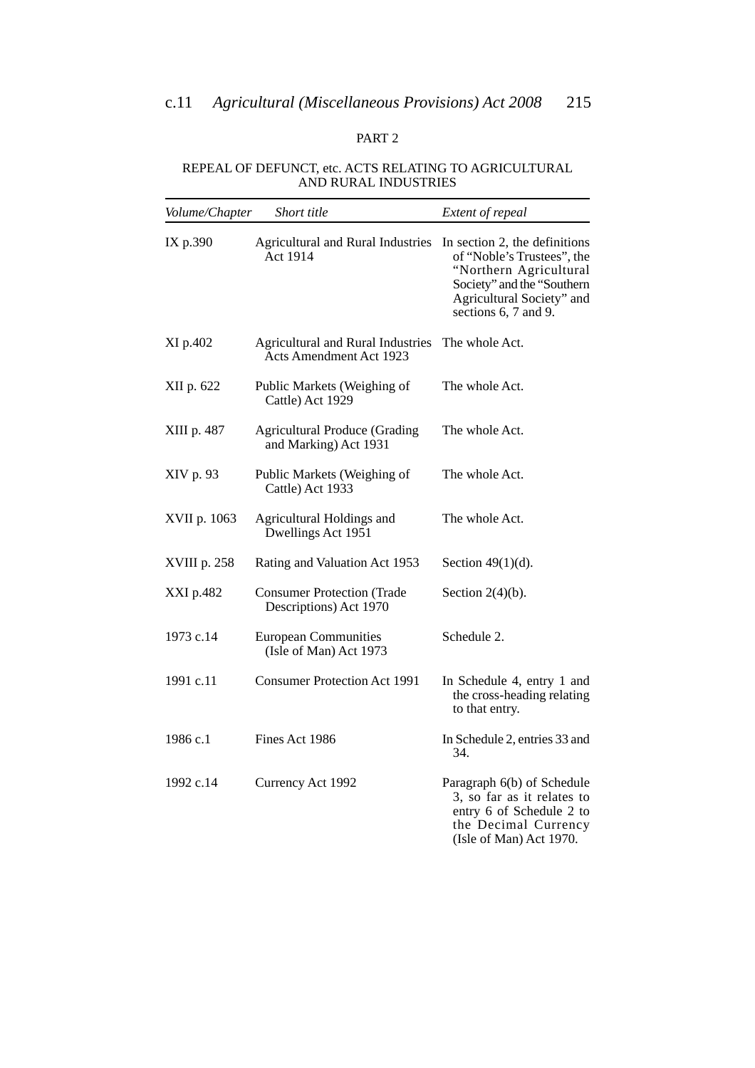## PART 2

### REPEAL OF DEFUNCT, etc. ACTS RELATING TO AGRICULTURAL AND RURAL INDUSTRIES

| *Volume/Chapter* | *Short title* | *Extent of repeal* |
|---|---|---|
| IX p.390 | Agricultural and Rural Industries Act 1914 | In section 2, the definitions of "Noble's Trustees", the "Northern Agricultural Society" and the "Southern Agricultural Society" and sections 6, 7 and 9. |
| XI p.402 | Agricultural and Rural Industries Acts Amendment Act 1923 | The whole Act. |
| XII p. 622 | Public Markets (Weighing of Cattle) Act 1929 | The whole Act. |
| XIII p. 487 | Agricultural Produce (Grading and Marking) Act 1931 | The whole Act. |
| XIV p. 93 | Public Markets (Weighing of Cattle) Act 1933 | The whole Act. |
| XVII p. 1063 | Agricultural Holdings and Dwellings Act 1951 | The whole Act. |
| XVIII p. 258 | Rating and Valuation Act 1953 | Section 49(1)(d). |
| XXI p.482 | Consumer Protection (Trade Descriptions) Act 1970 | Section 2(4)(b). |
| 1973 c.14 | European Communities (Isle of Man) Act 1973 | Schedule 2. |
| 1991 c.11 | Consumer Protection Act 1991 | In Schedule 4, entry 1 and the cross-heading relating to that entry. |
| 1986 c.1 | Fines Act 1986 | In Schedule 2, entries 33 and 34. |
| 1992 c.14 | Currency Act 1992 | Paragraph 6(b) of Schedule 3, so far as it relates to entry 6 of Schedule 2 to the Decimal Currency (Isle of Man) Act 1970. |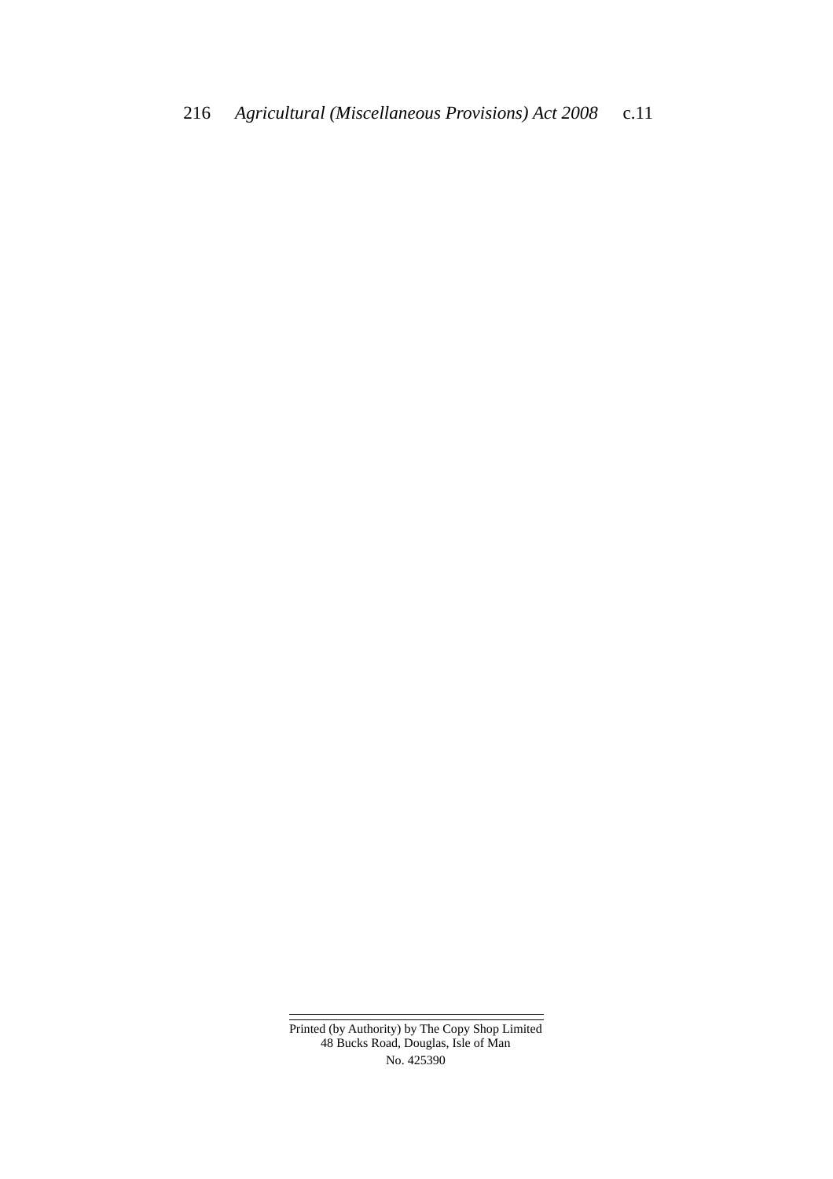Printed (by Authority) by The Copy Shop Limited
48 Bucks Road, Douglas, Isle of Man
No. 425390